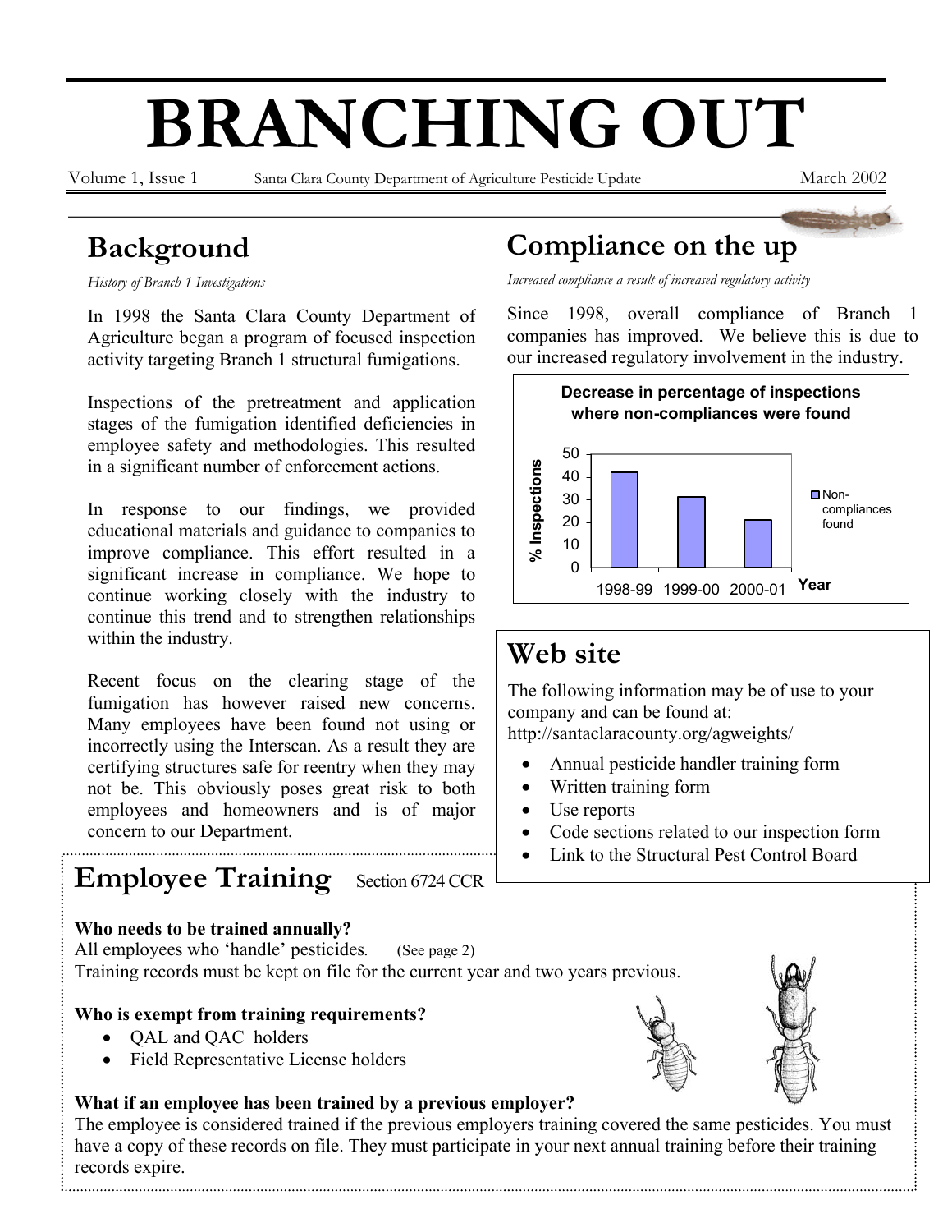# BRANCHING OUT

Volume 1, Issue 1 — Santa Clara County Department of Agriculture Pesticide Update — March 2002

## Background

*History of Branch 1 Investigations*

In 1998 the Santa Clara County Department of Agriculture began a program of focused inspection activity targeting Branch 1 structural fumigations.

Inspections of the pretreatment and application stages of the fumigation identified deficiencies in employee safety and methodologies. This resulted in a significant number of enforcement actions.

In response to our findings, we provided educational materials and guidance to companies to improve compliance. This effort resulted in a significant increase in compliance. We hope to continue working closely with the industry to continue this trend and to strengthen relationships within the industry.

Recent focus on the clearing stage of the fumigation has however raised new concerns. Many employees have been found not using or incorrectly using the Interscan. As a result they are certifying structures safe for reentry when they may not be. This obviously poses great risk to both employees and homeowners and is of major concern to our Department.

## Compliance on the up

*Increased compliance a result of increased regulatory activity*

Since 1998, overall compliance of Branch 1 companies has improved. We believe this is due to our increased regulatory involvement in the industry.

**Decrease in percentage of inspections where non-compliances were found**

| Year | % Inspections (Non-compliances found) |
|---|---|
| 1998-99 | 42 |
| 1999-00 | 31 |
| 2000-01 | 21 |

## Web site

The following information may be of use to your company and can be found at: http://santaclaracounty.org/agweights/

- Annual pesticide handler training form
- Written training form
- Use reports
- Code sections related to our inspection form
- Link to the Structural Pest Control Board

## Employee Training Section 6724 CCR

**Who needs to be trained annually?**

All employees who 'handle' pesticides. (See page 2)

Training records must be kept on file for the current year and two years previous.

**Who is exempt from training requirements?**

- QAL and QAC holders
- Field Representative License holders

**What if an employee has been trained by a previous employer?**

The employee is considered trained if the previous employers training covered the same pesticides. You must have a copy of these records on file. They must participate in your next annual training before their training records expire.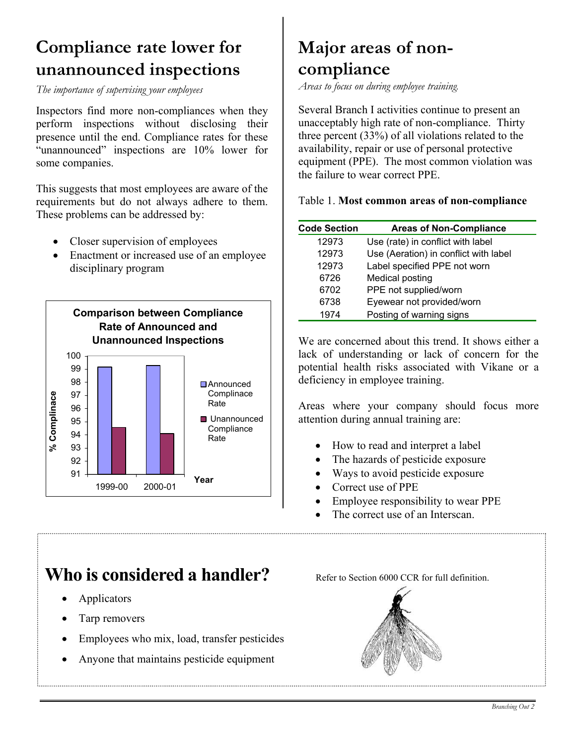## Compliance rate lower for unannounced inspections

*The importance of supervising your employees*

Inspectors find more non-compliances when they perform inspections without disclosing their presence until the end. Compliance rates for these "unannounced" inspections are 10% lower for some companies.

This suggests that most employees are aware of the requirements but do not always adhere to them. These problems can be addressed by:

- Closer supervision of employees
- Enactment or increased use of an employee disciplinary program

**Comparison between Compliance Rate of Announced and Unannounced Inspections**

% Complinace

100
99
98
97
96
95
94
93
92
91

1999-00
2000-01

Year

Announced Complinace Rate

Unannounced Compliance Rate

## Major areas of non-compliance

*Areas to focus on during employee training.*

Several Branch I activities continue to present an unacceptably high rate of non-compliance. Thirty three percent (33%) of all violations related to the availability, repair or use of personal protective equipment (PPE). The most common violation was the failure to wear correct PPE.

Table 1. **Most common areas of non-compliance**

| Code Section | Areas of Non-Compliance |
|---|---|
| 12973 | Use (rate) in conflict with label |
| 12973 | Use (Aeration) in conflict with label |
| 12973 | Label specified PPE not worn |
| 6726 | Medical posting |
| 6702 | PPE not supplied/worn |
| 6738 | Eyewear not provided/worn |
| 1974 | Posting of warning signs |

We are concerned about this trend. It shows either a lack of understanding or lack of concern for the potential health risks associated with Vikane or a deficiency in employee training.

Areas where your company should focus more attention during annual training are:

- How to read and interpret a label
- The hazards of pesticide exposure
- Ways to avoid pesticide exposure
- Correct use of PPE
- Employee responsibility to wear PPE
- The correct use of an Interscan.

## Who is considered a handler?

- Applicators
- Tarp removers
- Employees who mix, load, transfer pesticides
- Anyone that maintains pesticide equipment

Refer to Section 6000 CCR for full definition.